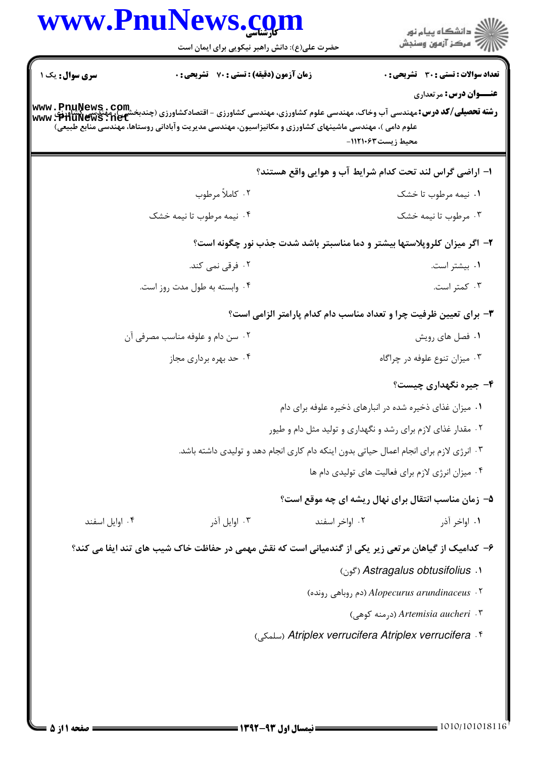**سری سوال:** یک ۱

**زمان آزمون (دقیقه) : تستی : ۷۰ تشریحی : ۰**

**تعداد سوالات : تستی : ۳۰ تشریحی : ۰**

**عنـــوان درس:** مرتعداری

**رشته تحصیلی/کد درس:** مهندسی آب وخاک، مهندسی علوم کشاورزی، مهندسی کشاورزی - اقتصادکشاورزی (چندبخشی)، مهندسی کشاورزی - علوم دامی )، مهندسی ماشینهای کشاورزی و مکانیزاسیون، مهندسی مدیریت وآبادانی روستاها، مهندسی منابع طبیعی) محیط زیست ۱۱۲۱۰۶۳-

**۱- اراضی گراس لند تحت کدام شرایط آب و هوایی واقع هستند؟**

۱. نیمه مرطوب تا خشک

۲. کاملاً مرطوب

۳. مرطوب تا نیمه خشک

۴. نیمه مرطوب تا نیمه خشک

**۲- اگر میزان کلروپلاستها بیشتر و دما مناسبتر باشد شدت جذب نور چگونه است؟**

۱. بیشتر است.

۲. فرقی نمی کند.

۳. کمتر است.

۴. وابسته به طول مدت روز است.

**۳- برای تعیین ظرفیت چرا و تعداد مناسب دام کدام پارامتر الزامی است؟**

۱. فصل های رویش

۲. سن دام و علوفه مناسب مصرفی آن

۳. میزان تنوع علوفه در چراگاه

۴. حد بهره برداری مجاز

**۴- جیره نگهداری چیست؟**

۱. میزان غذای ذخیره شده در انبارهای ذخیره علوفه برای دام

۲. مقدار غذای لازم برای رشد و نگهداری و تولید مثل دام و طیور

۳. انرژی لازم برای انجام اعمال حیاتی بدون اینکه دام کاری انجام دهد و تولیدی داشته باشد.

۴. میزان انرژی لازم برای فعالیت های تولیدی دام ها

**۵- زمان مناسب انتقال برای نهال ریشه ای چه موقع است؟**

۱. اواخر آذر

۲. اواخر اسفند

۳. اوایل آذر

۴. اوایل اسفند

**۶- کدامیک از گیاهان مرتعی زیر یکی از گندمیانی است که نقش مهمی در حفاظت خاک شیب های تند ایفا می کند؟**

۱. *Astragalus obtusifolius* (گون)

۲. *Alopecurus arundinaceus* (دم روباهی رونده)

۳. *Artemisia aucheri* (درمنه کوهی)

۴. *Atriplex verrucifera Atriplex verrucifera* (سلمکی)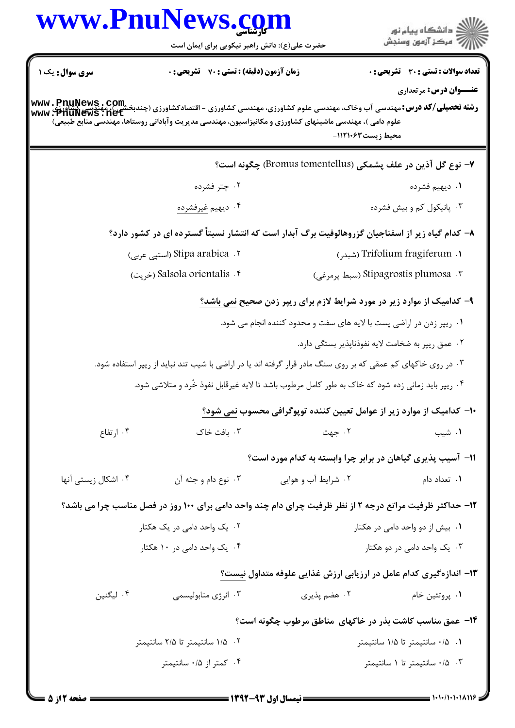۷- نوع گل آذین در علف پشمکی (Bromus tomentellus) چگونه است؟

۱. دیهیم فشرده
۲. چتر فشرده
۳. پانیکول کم و بیش فشرده
۴. دیهیم غیرفشرده

۸- کدام گیاه زیر از اسفناجیان گزروهالوفیت برگ آبدار است که انتشار نسبتاً گسترده ای در کشور دارد؟

۱. Trifolium fragiferum (شبدر)
۲. Stipa arabica (استپی عربی)
۳. Stipagrostis plumosa (سبط پرمرغی)
۴. Salsola orientalis (خریت)

۹- کدامیک از موارد زیر در مورد شرایط لازم برای ریپر زدن صحیح نمی باشد؟

۱. ریپر زدن در اراضی پست با لایه های سفت و محدود کننده انجام می شود.
۲. عمق ریپر به ضخامت لایه نفوذناپذیر بستگی دارد.
۳. در روی خاکهای کم عمقی که بر روی سنگ مادر قرار گرفته اند یا در اراضی با شیب تند نباید از ریپر استفاده شود.
۴. ریپر باید زمانی زده شود که خاک به طور کامل مرطوب باشد تا لایه غیرقابل نفوذ خُرد و متلاشی شود.

۱۰- کدامیک از موارد زیر از عوامل تعیین کننده توپوگرافی محسوب نمی شود؟

۱. شیب
۲. جهت
۳. بافت خاک
۴. ارتفاع

۱۱- آسیب پذیری گیاهان در برابر چرا وابسته به کدام مورد است؟

۱. تعداد دام
۲. شرایط آب و هوایی
۳. نوع دام و جثه آن
۴. اشکال زیستی آنها

۱۲- حداکثر ظرفیت مراتع درجه ۲ از نظر ظرفیت چرای دام چند واحد دامی برای ۱۰۰ روز در فصل مناسب چرا می باشد؟

۱. بیش از دو واحد دامی در هکتار
۲. یک واحد دامی در یک هکتار
۳. یک واحد دامی در دو هکتار
۴. یک واحد دامی در ۱۰ هکتار

۱۳- اندازه‌گیری کدام عامل در ارزیابی ارزش غذایی علوفه متداول نیست؟

۱. پروتئین خام
۲. هضم پذیری
۳. انرژی متابولیسمی
۴. لیگنین

۱۴- عمق مناسب کاشت بذر در خاکهای مناطق مرطوب چگونه است؟

۱. ۰/۵ سانتیمتر تا ۱/۵ سانتیمتر
۲. ۱/۵ سانتیمتر تا ۲/۵ سانتیمتر
۳. ۰/۵ سانتیمتر تا ۱ سانتیمتر
۴. کمتر از ۰/۵ سانتیمتر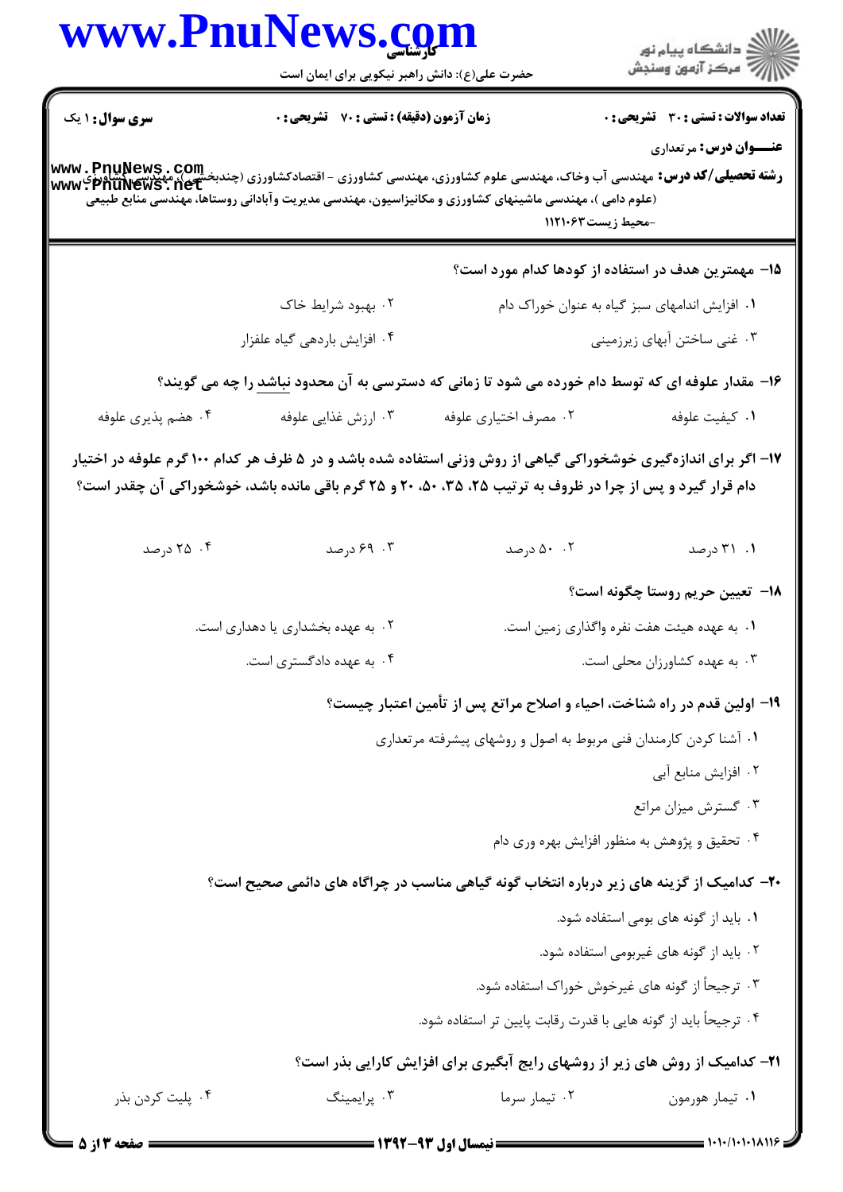**تعداد سوالات : تستی : ۳۰ تشریحی : ۰** | **زمان آزمون (دقیقه) : تستی : ۷۰ تشریحی : ۰** | **سری سوال : ۱ یک**

**عنـــوان درس:** مرتعداری

**رشته تحصیلی/کد درس:** مهندسی آب وخاک، مهندسی علوم کشاورزی، مهندسی کشاورزی - اقتصادکشاورزی (چندبخشی )، مهندسی کشاورزی (علوم دامی )، مهندسی ماشینهای کشاورزی و مکانیزاسیون، مهندسی مدیریت وآبادانی روستاها، مهندسی منابع طبیعی -محیط زیست ۱۱۲۱۰۶۳

**۱۵- مهمترین هدف در استفاده از کودها کدام مورد است؟**

۱. افزایش اندامهای سبز گیاه به عنوان خوراک دام

۲. بهبود شرایط خاک

۳. غنی ساختن آبهای زیرزمینی

۴. افزایش باردهی گیاه علفزار

**۱۶- مقدار علوفه ای که توسط دام خورده می شود تا زمانی که دسترسی به آن محدود نباشد را چه می گویند؟**

۱. کیفیت علوفه

۲. مصرف اختیاری علوفه

۳. ارزش غذایی علوفه

۴. هضم پذیری علوفه

**۱۷- اگر برای اندازه‌گیری خوشخوراکی گیاهی از روش وزنی استفاده شده باشد و در ۵ ظرف هر کدام ۱۰۰ گرم علوفه در اختیار دام قرار گیرد و پس از چرا در ظروف به ترتیب ۲۵، ۳۵، ۵۰، ۲۰ و ۲۵ گرم باقی مانده باشد، خوشخوراکی آن چقدر است؟**

۱. ۳۱ درصد

۲. ۵۰ درصد

۳. ۶۹ درصد

۴. ۲۵ درصد

**۱۸- تعیین حریم روستا چگونه است؟**

۱. به عهده هیئت هفت نفره واگذاری زمین است.

۲. به عهده بخشداری یا دهداری است.

۳. به عهده کشاورزان محلی است.

۴. به عهده دادگستری است.

**۱۹- اولین قدم در راه شناخت، احیاء و اصلاح مراتع پس از تأمین اعتبار چیست؟**

۱. آشنا کردن کارمندان فنی مربوط به اصول و روشهای پیشرفته مرتعداری

۲. افزایش منابع آبی

۳. گسترش میزان مراتع

۴. تحقیق و پژوهش به منظور افزایش بهره وری دام

**۲۰- کدامیک از گزینه های زیر درباره انتخاب گونه گیاهی مناسب در چراگاه های دائمی صحیح است؟**

۱. باید از گونه های بومی استفاده شود.

۲. باید از گونه های غیربومی استفاده شود.

۳. ترجیحاً از گونه های غیرخوش خوراک استفاده شود.

۴. ترجیحاً باید از گونه هایی با قدرت رقابت پایین تر استفاده شود.

**۲۱- کدامیک از روش های زیر از روشهای رایج آبگیری برای افزایش کارایی بذر است؟**

۱. تیمار هورمون

۲. تیمار سرما

۳. پرایمینگ

۴. پلیت کردن بذر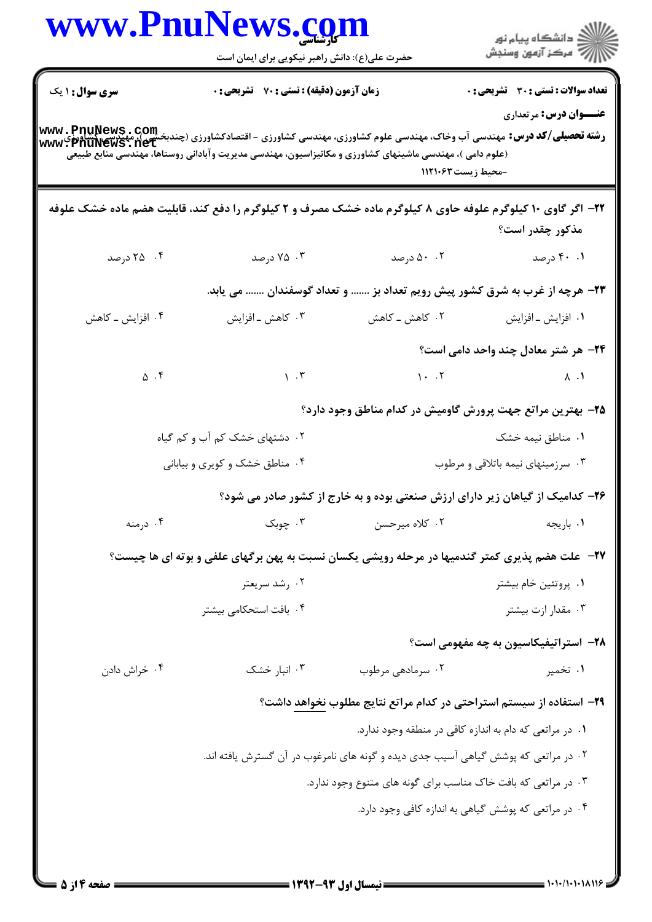**سری سوال:** ۱ یک | **زمان آزمون (دقیقه) : تستی :** ۷۰ **تشریحی :** ۰ | **تعداد سوالات : تستی :** ۳۰ **تشریحی :** ۰

**عنـــوان درس:** مرتعداری

**رشته تحصیلی/کد درس:** مهندسی آب وخاک، مهندسی علوم کشاورزی، مهندسی کشاورزی - اقتصادکشاورزی (چندبخشی)، مهندسی کشاورزی (علوم دامی )، مهندسی ماشینهای کشاورزی و مکانیزاسیون، مهندسی مدیریت وآبادانی روستاها، مهندسی منابع طبیعی -محیط زیست ۱۱۲۱۰۶۳

**۲۲- اگر گاوی ۱۰ کیلوگرم علوفه حاوی ۸ کیلوگرم ماده خشک مصرف و ۲ کیلوگرم را دفع کند، قابلیت هضم ماده خشک علوفه مذکور چقدر است؟**

۱. ۴۰ درصد

۲. ۵۰ درصد

۳. ۷۵ درصد

۴. ۲۵ درصد

**۲۳- هرچه از غرب به شرق کشور پیش رویم تعداد بز ....... و تعداد گوسفندان ....... می یابد.**

۱. افزایش ـ افزایش

۲. کاهش ـ کاهش

۳. کاهش ـ افزایش

۴. افزایش ـ کاهش

**۲۴- هر شتر معادل چند واحد دامی است؟**

۱. ۸

۲. ۱۰

۳. ۱

۴. ۵

**۲۵- بهترین مراتع جهت پرورش گاومیش در کدام مناطق وجود دارد؟**

۱. مناطق نیمه خشک

۲. دشتهای خشک کم آب و کم گیاه

۳. سرزمینهای نیمه باتلاقی و مرطوب

۴. مناطق خشک و کویری و بیابانی

**۲۶- کدامیک از گیاهان زیر دارای ارزش صنعتی بوده و به خارج از کشور صادر می شود؟**

۱. باریجه

۲. کلاه میرحسن

۳. چوبک

۴. درمنه

**۲۷- علت هضم پذیری کمتر گندمیها در مرحله رویشی یکسان نسبت به پهن برگهای علفی و بوته ای ها چیست؟**

۱. پروتئین خام بیشتر

۲. رشد سریعتر

۳. مقدار ازت بیشتر

۴. بافت استحکامی بیشتر

**۲۸- استراتیفیکاسیون به چه مفهومی است؟**

۱. تخمیر

۲. سرمادهی مرطوب

۳. انبار خشک

۴. خراش دادن

**۲۹- استفاده از سیستم استراحتی در کدام مراتع نتایج مطلوب <u>نخواهد</u> داشت؟**

۱. در مراتعی که دام به اندازه کافی در منطقه وجود ندارد.

۲. در مراتعی که پوشش گیاهی آسیب جدی دیده و گونه های نامرغوب در آن گسترش یافته اند.

۳. در مراتعی که بافت خاک مناسب برای گونه های متنوع وجود ندارد.

۴. در مراتعی که پوشش گیاهی به اندازه کافی وجود دارد.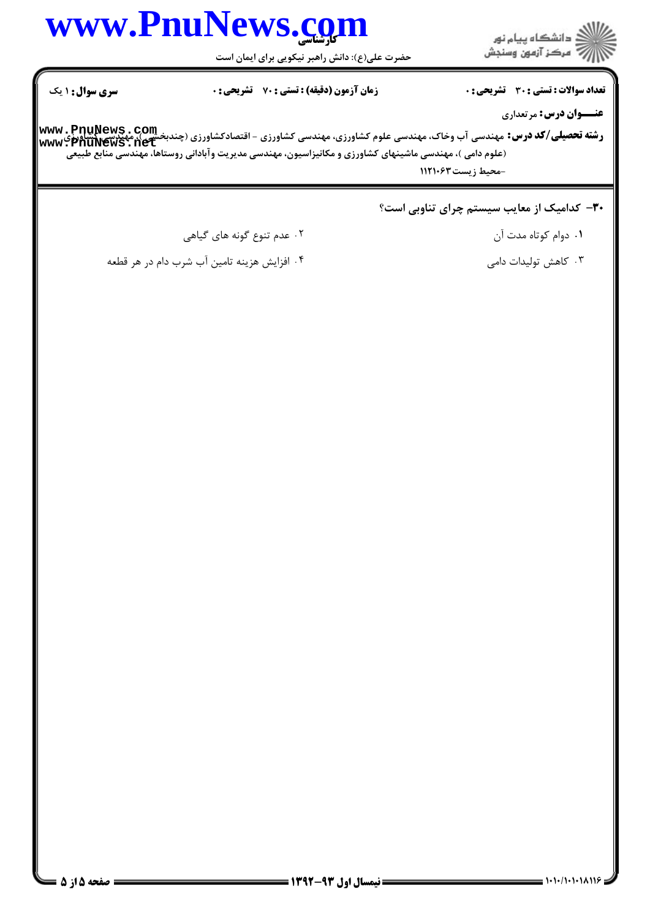**۳۰- کدامیک از معایب سیستم چرای تناوبی است؟**

۱. دوام کوتاه مدت آن

۲. عدم تنوع گونه های گیاهی

۳. کاهش تولیدات دامی

۴. افزایش هزینه تامین آب شرب دام در هر قطعه